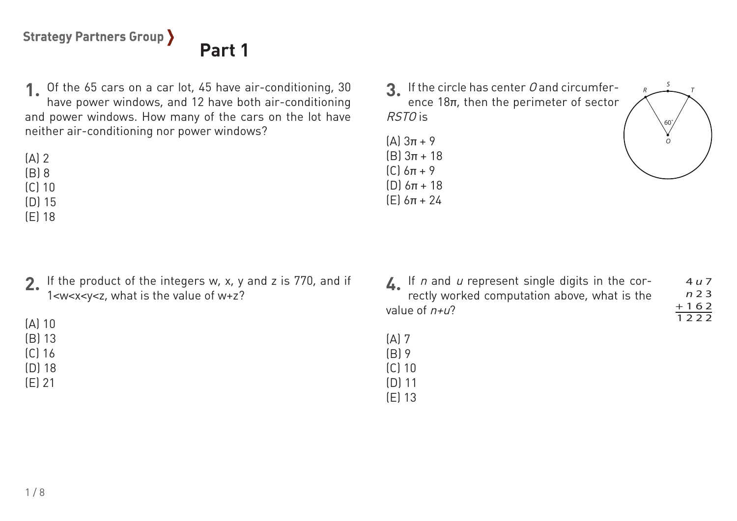## Part 1

**1.** Of the 65 cars on a car lot, 45 have air-conditioning, 30 have power windows, and 12 have both air-conditioning and power windows. How many of the cars on the lot have neither air-conditioning nor power windows?

(A) 2
(B) 8
(C) 10
(D) 15
(E) 18

**2.** If the product of the integers w, x, y and z is 770, and if $1<w<x<y<z$, what is the value of $w+z$?

(A) 10
(B) 13
(C) 16
(D) 18
(E) 21

**3.** If the circle has center *O* and circumference $18\pi$, then the perimeter of sector *RSTO* is

(A) $3\pi + 9$
(B) $3\pi + 18$
(C) $6\pi + 9$
(D) $6\pi + 18$
(E) $6\pi + 24$

**4.** If *n* and *u* represent single digits in the correctly worked computation above, what is the value of $n+u$?

$$
\begin{array}{r}
4u7 \\
n23 \\
+\,162 \\
\hline
1222
\end{array}
$$

(A) 7
(B) 9
(C) 10
(D) 11
(E) 13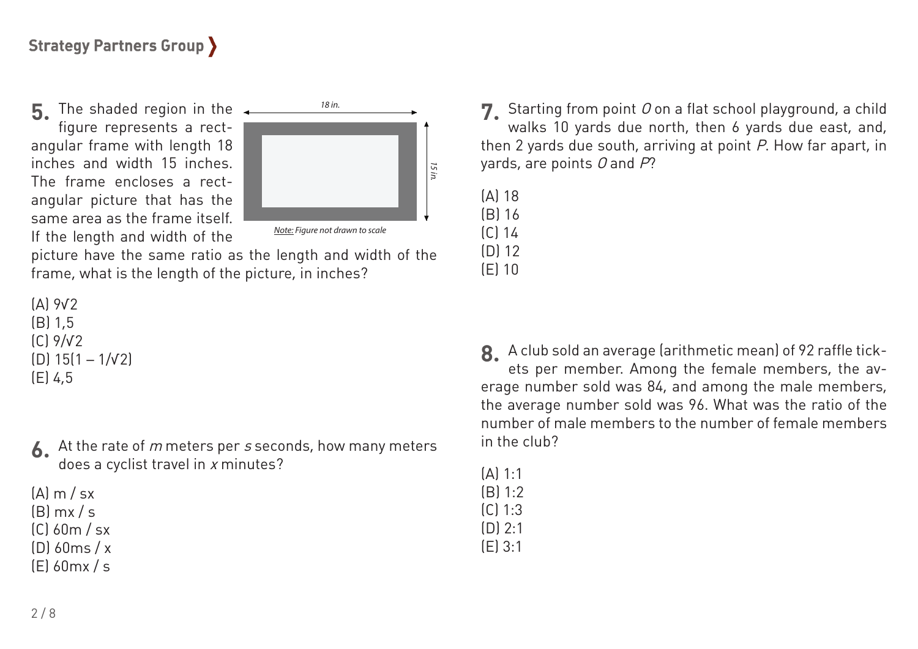**5.** The shaded region in the figure represents a rectangular frame with length 18 inches and width 15 inches. The frame encloses a rectangular picture that has the same area as the frame itself. If the length and width of the picture have the same ratio as the length and width of the frame, what is the length of the picture, in inches?

18 in.

15 in.

*Note: Figure not drawn to scale*

(A) $9\sqrt{2}$
(B) 1,5
(C) $9/\sqrt{2}$
(D) $15(1 - 1/\sqrt{2})$
(E) 4,5

**6.** At the rate of $m$ meters per $s$ seconds, how many meters does a cyclist travel in $x$ minutes?

(A) $m / sx$
(B) $mx / s$
(C) $60m / sx$
(D) $60ms / x$
(E) $60mx / s$

**7.** Starting from point $O$ on a flat school playground, a child walks 10 yards due north, then 6 yards due east, and, then 2 yards due south, arriving at point $P$. How far apart, in yards, are points $O$ and $P$?

(A) 18
(B) 16
(C) 14
(D) 12
(E) 10

**8.** A club sold an average (arithmetic mean) of 92 raffle tickets per member. Among the female members, the average number sold was 84, and among the male members, the average number sold was 96. What was the ratio of the number of male members to the number of female members in the club?

(A) 1:1
(B) 1:2
(C) 1:3
(D) 2:1
(E) 3:1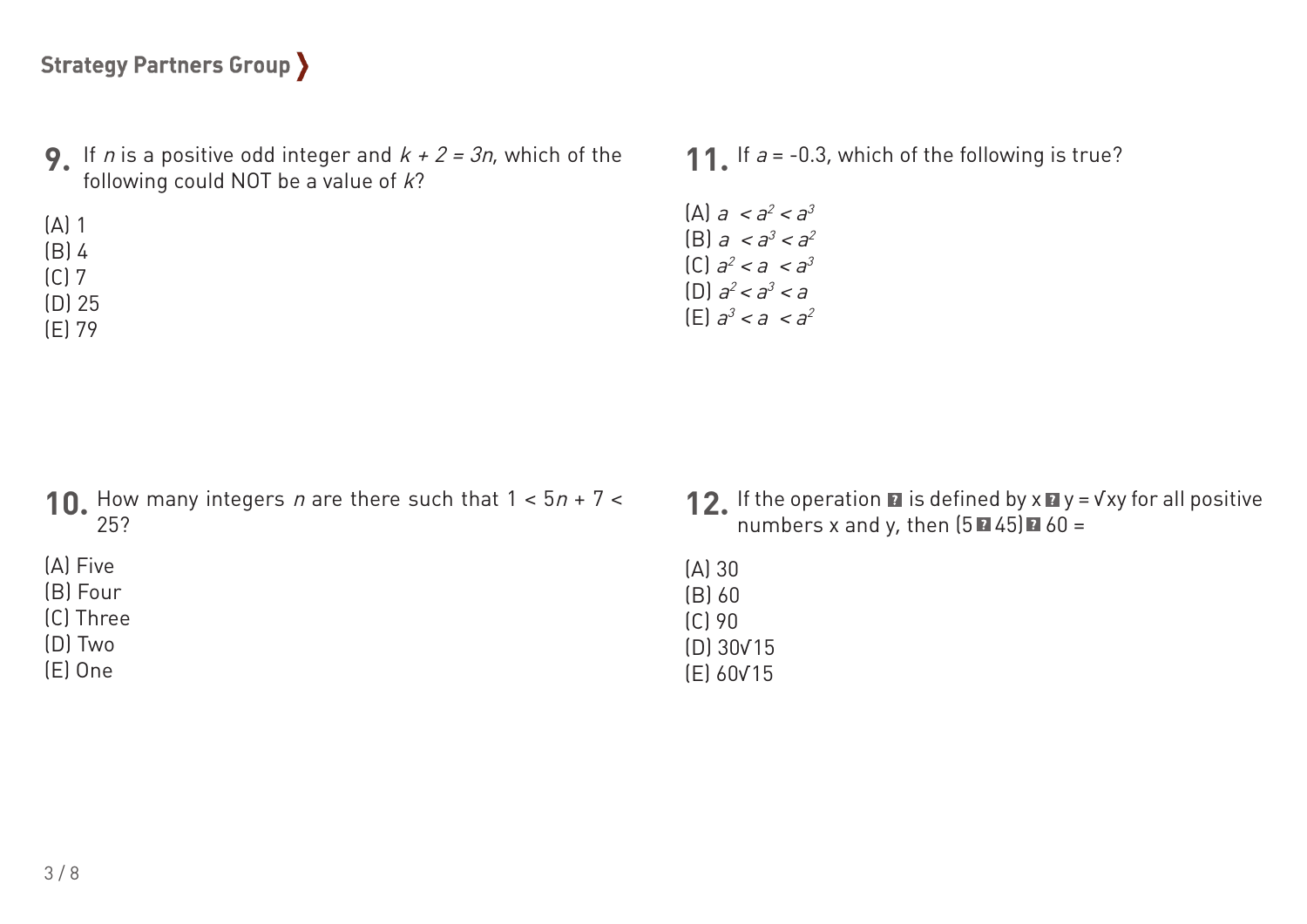**9.** If $n$ is a positive odd integer and $k + 2 = 3n$, which of the following could NOT be a value of $k$?

(A) 1
(B) 4
(C) 7
(D) 25
(E) 79

**10.** How many integers $n$ are there such that $1 < 5n + 7 < 25$?

(A) Five
(B) Four
(C) Three
(D) Two
(E) One

**11.** If $a = -0.3$, which of the following is true?

(A) $a < a^2 < a^3$
(B) $a < a^3 < a^2$
(C) $a^2 < a < a^3$
(D) $a^2 < a^3 < a$
(E) $a^3 < a < a^2$

**12.** If the operation ■ is defined by x ■ y = $\sqrt{xy}$ for all positive numbers x and y, then (5 ■ 45) ■ 60 =

(A) 30
(B) 60
(C) 90
(D) $30\sqrt{15}$
(E) $60\sqrt{15}$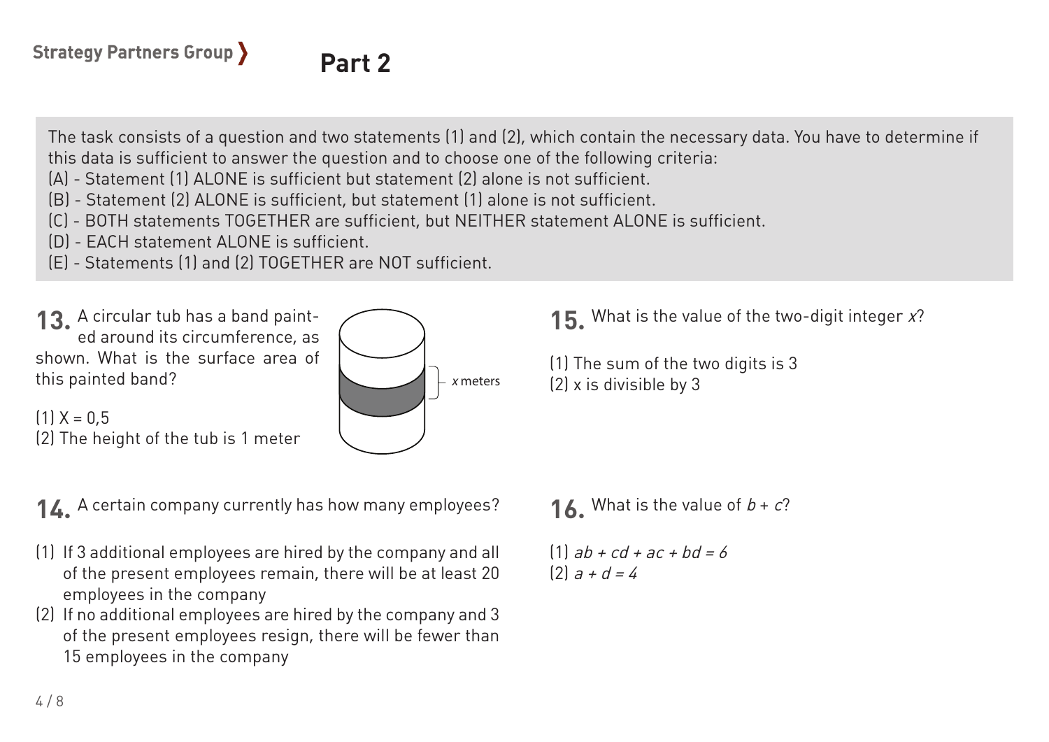## Part 2

The task consists of a question and two statements (1) and (2), which contain the necessary data. You have to determine if this data is sufficient to answer the question and to choose one of the following criteria:
(A) - Statement (1) ALONE is sufficient but statement (2) alone is not sufficient.
(B) - Statement (2) ALONE is sufficient, but statement (1) alone is not sufficient.
(C) - BOTH statements TOGETHER are sufficient, but NEITHER statement ALONE is sufficient.
(D) - EACH statement ALONE is sufficient.
(E) - Statements (1) and (2) TOGETHER are NOT sufficient.

**13.** A circular tub has a band painted around its circumference, as shown. What is the surface area of this painted band?

(1) $X = 0,5$
(2) The height of the tub is 1 meter

*x* meters

**14.** A certain company currently has how many employees?

(1) If 3 additional employees are hired by the company and all of the present employees remain, there will be at least 20 employees in the company
(2) If no additional employees are hired by the company and 3 of the present employees resign, there will be fewer than 15 employees in the company

**15.** What is the value of the two-digit integer $x$?

(1) The sum of the two digits is 3
(2) x is divisible by 3

**16.** What is the value of $b + c$?

(1) $ab + cd + ac + bd = 6$
(2) $a + d = 4$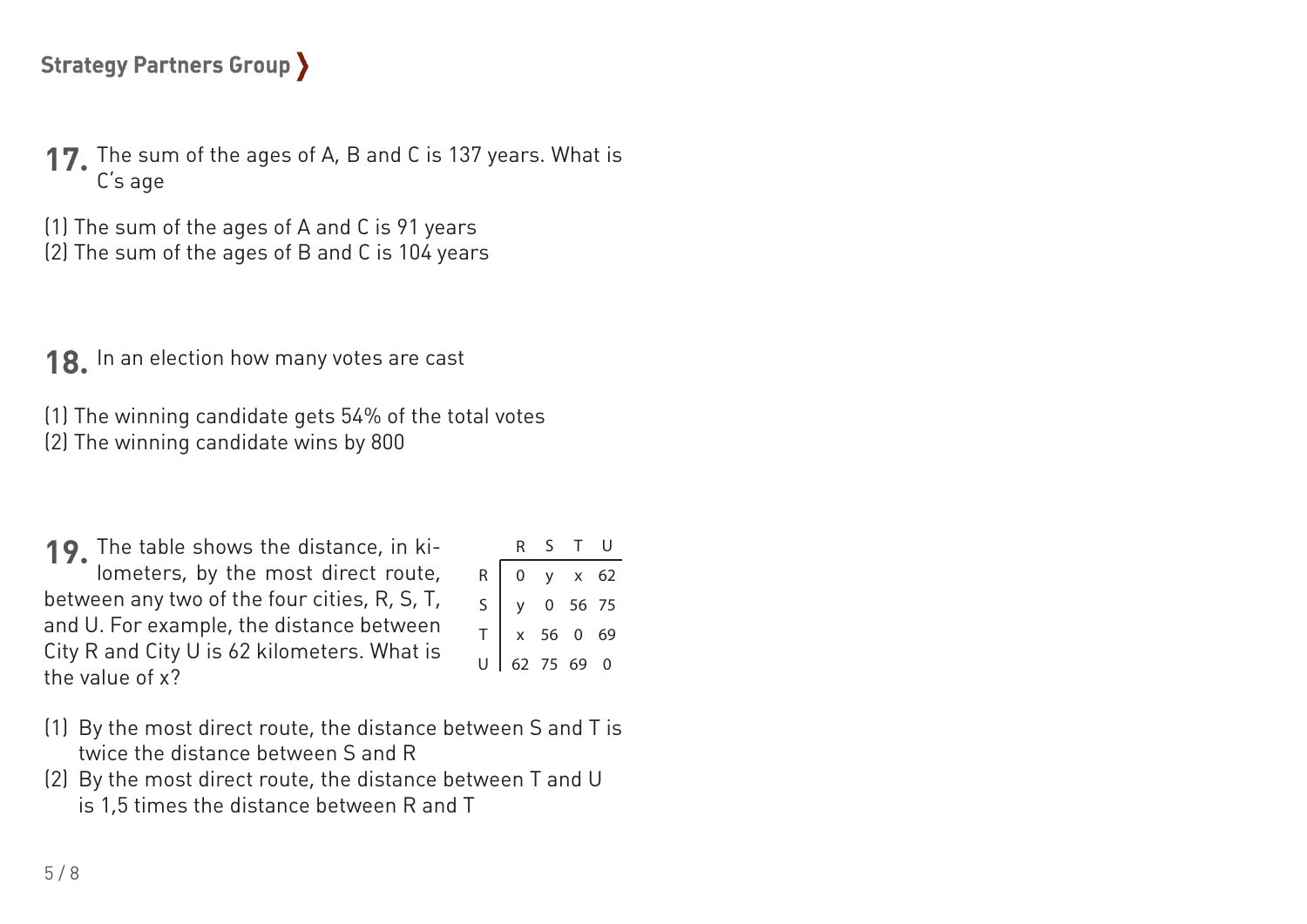**17.** The sum of the ages of A, B and C is 137 years. What is C's age

(1) The sum of the ages of A and C is 91 years
(2) The sum of the ages of B and C is 104 years

**18.** In an election how many votes are cast

(1) The winning candidate gets 54% of the total votes
(2) The winning candidate wins by 800

**19.** The table shows the distance, in kilometers, by the most direct route, between any two of the four cities, R, S, T, and U. For example, the distance between City R and City U is 62 kilometers. What is the value of $x$?

| | R | S | T | U |
|---|---|---|---|---|
| R | 0 | $y$ | $x$ | 62 |
| S | $y$ | 0 | 56 | 75 |
| T | $x$ | 56 | 0 | 69 |
| U | 62 | 75 | 69 | 0 |

(1) By the most direct route, the distance between S and T is twice the distance between S and R
(2) By the most direct route, the distance between T and U is 1,5 times the distance between R and T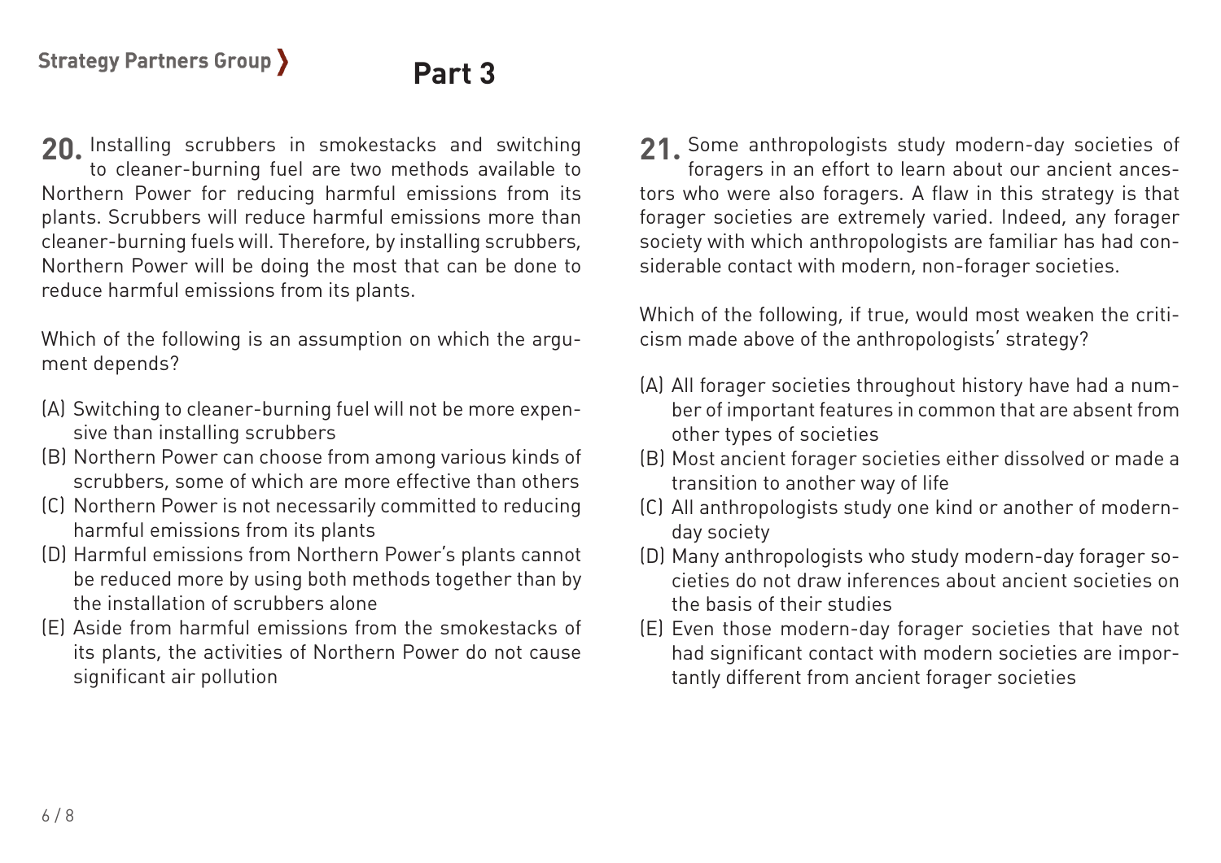## Part 3

**20.** Installing scrubbers in smokestacks and switching to cleaner-burning fuel are two methods available to Northern Power for reducing harmful emissions from its plants. Scrubbers will reduce harmful emissions more than cleaner-burning fuels will. Therefore, by installing scrubbers, Northern Power will be doing the most that can be done to reduce harmful emissions from its plants.

Which of the following is an assumption on which the argument depends?

(A) Switching to cleaner-burning fuel will not be more expensive than installing scrubbers
(B) Northern Power can choose from among various kinds of scrubbers, some of which are more effective than others
(C) Northern Power is not necessarily committed to reducing harmful emissions from its plants
(D) Harmful emissions from Northern Power's plants cannot be reduced more by using both methods together than by the installation of scrubbers alone
(E) Aside from harmful emissions from the smokestacks of its plants, the activities of Northern Power do not cause significant air pollution

**21.** Some anthropologists study modern-day societies of foragers in an effort to learn about our ancient ancestors who were also foragers. A flaw in this strategy is that forager societies are extremely varied. Indeed, any forager society with which anthropologists are familiar has had considerable contact with modern, non-forager societies.

Which of the following, if true, would most weaken the criticism made above of the anthropologists' strategy?

(A) All forager societies throughout history have had a number of important features in common that are absent from other types of societies
(B) Most ancient forager societies either dissolved or made a transition to another way of life
(C) All anthropologists study one kind or another of modern-day society
(D) Many anthropologists who study modern-day forager societies do not draw inferences about ancient societies on the basis of their studies
(E) Even those modern-day forager societies that have not had significant contact with modern societies are importantly different from ancient forager societies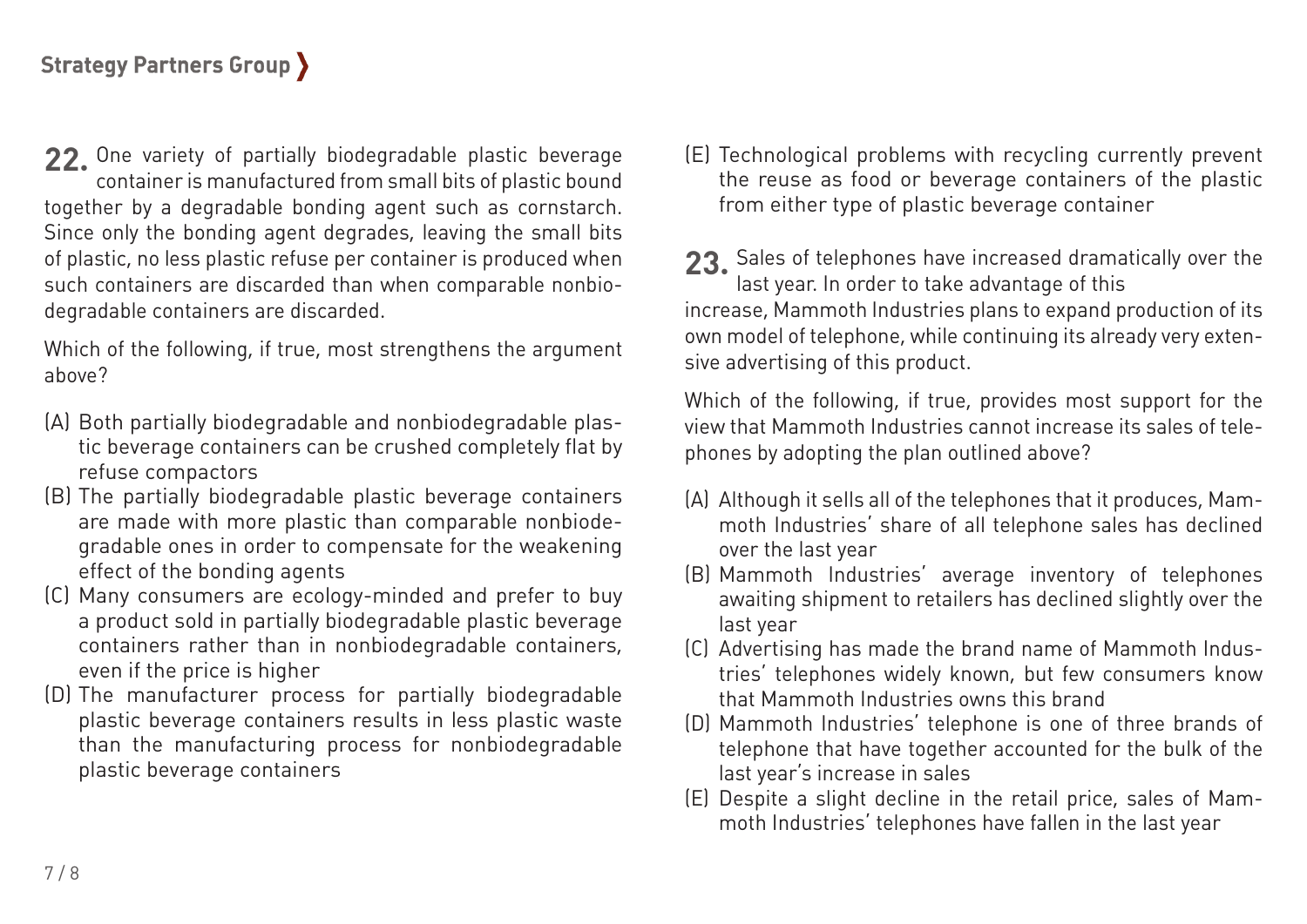**22.** One variety of partially biodegradable plastic beverage container is manufactured from small bits of plastic bound together by a degradable bonding agent such as cornstarch. Since only the bonding agent degrades, leaving the small bits of plastic, no less plastic refuse per container is produced when such containers are discarded than when comparable nonbiodegradable containers are discarded.

Which of the following, if true, most strengthens the argument above?

(A) Both partially biodegradable and nonbiodegradable plastic beverage containers can be crushed completely flat by refuse compactors
(B) The partially biodegradable plastic beverage containers are made with more plastic than comparable nonbiodegradable ones in order to compensate for the weakening effect of the bonding agents
(C) Many consumers are ecology-minded and prefer to buy a product sold in partially biodegradable plastic beverage containers rather than in nonbiodegradable containers, even if the price is higher
(D) The manufacturer process for partially biodegradable plastic beverage containers results in less plastic waste than the manufacturing process for nonbiodegradable plastic beverage containers
(E) Technological problems with recycling currently prevent the reuse as food or beverage containers of the plastic from either type of plastic beverage container

**23.** Sales of telephones have increased dramatically over the last year. In order to take advantage of this increase, Mammoth Industries plans to expand production of its own model of telephone, while continuing its already very extensive advertising of this product.

Which of the following, if true, provides most support for the view that Mammoth Industries cannot increase its sales of telephones by adopting the plan outlined above?

(A) Although it sells all of the telephones that it produces, Mammoth Industries' share of all telephone sales has declined over the last year
(B) Mammoth Industries' average inventory of telephones awaiting shipment to retailers has declined slightly over the last year
(C) Advertising has made the brand name of Mammoth Industries' telephones widely known, but few consumers know that Mammoth Industries owns this brand
(D) Mammoth Industries' telephone is one of three brands of telephone that have together accounted for the bulk of the last year's increase in sales
(E) Despite a slight decline in the retail price, sales of Mammoth Industries' telephones have fallen in the last year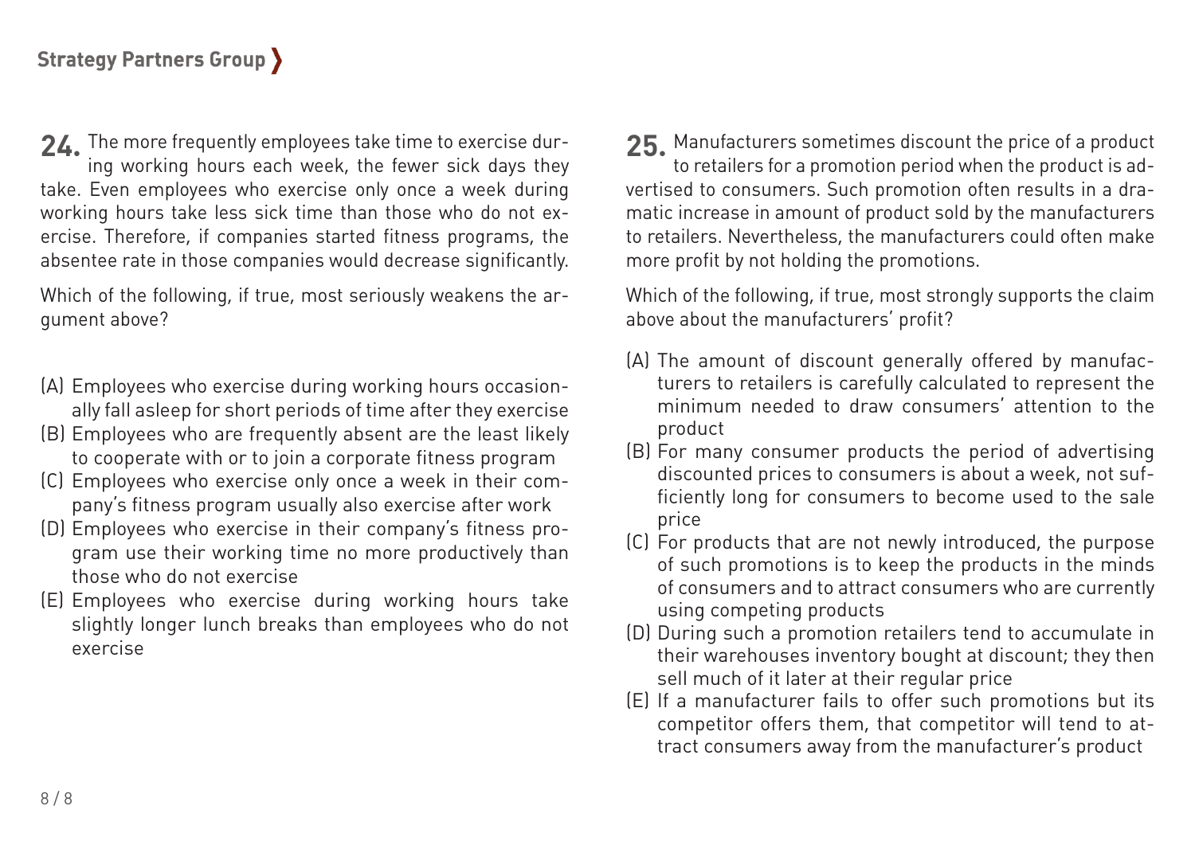**24.** The more frequently employees take time to exercise during working hours each week, the fewer sick days they take. Even employees who exercise only once a week during working hours take less sick time than those who do not exercise. Therefore, if companies started fitness programs, the absentee rate in those companies would decrease significantly.

Which of the following, if true, most seriously weakens the argument above?

(A) Employees who exercise during working hours occasionally fall asleep for short periods of time after they exercise
(B) Employees who are frequently absent are the least likely to cooperate with or to join a corporate fitness program
(C) Employees who exercise only once a week in their company's fitness program usually also exercise after work
(D) Employees who exercise in their company's fitness program use their working time no more productively than those who do not exercise
(E) Employees who exercise during working hours take slightly longer lunch breaks than employees who do not exercise

**25.** Manufacturers sometimes discount the price of a product to retailers for a promotion period when the product is advertised to consumers. Such promotion often results in a dramatic increase in amount of product sold by the manufacturers to retailers. Nevertheless, the manufacturers could often make more profit by not holding the promotions.

Which of the following, if true, most strongly supports the claim above about the manufacturers' profit?

(A) The amount of discount generally offered by manufacturers to retailers is carefully calculated to represent the minimum needed to draw consumers' attention to the product
(B) For many consumer products the period of advertising discounted prices to consumers is about a week, not sufficiently long for consumers to become used to the sale price
(C) For products that are not newly introduced, the purpose of such promotions is to keep the products in the minds of consumers and to attract consumers who are currently using competing products
(D) During such a promotion retailers tend to accumulate in their warehouses inventory bought at discount; they then sell much of it later at their regular price
(E) If a manufacturer fails to offer such promotions but its competitor offers them, that competitor will tend to attract consumers away from the manufacturer's product